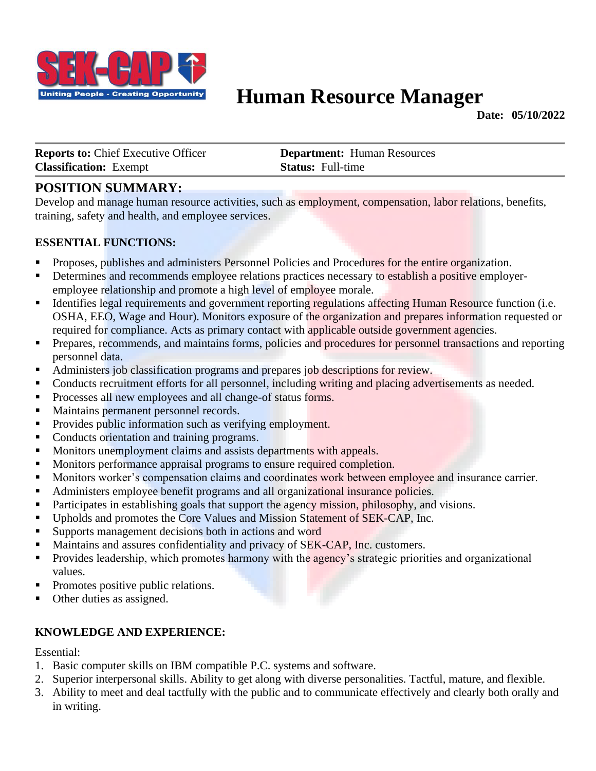# Human Resource Manager

**Date: 05/10/2022**

**Reports to:** Chief Executive Officer
**Classification:** Exempt
**Department:** Human Resources
**Status:** Full-time

## POSITION SUMMARY:

Develop and manage human resource activities, such as employment, compensation, labor relations, benefits, training, safety and health, and employee services.

### ESSENTIAL FUNCTIONS:

- Proposes, publishes and administers Personnel Policies and Procedures for the entire organization.
- Determines and recommends employee relations practices necessary to establish a positive employer-employee relationship and promote a high level of employee morale.
- Identifies legal requirements and government reporting regulations affecting Human Resource function (i.e. OSHA, EEO, Wage and Hour). Monitors exposure of the organization and prepares information requested or required for compliance. Acts as primary contact with applicable outside government agencies.
- Prepares, recommends, and maintains forms, policies and procedures for personnel transactions and reporting personnel data.
- Administers job classification programs and prepares job descriptions for review.
- Conducts recruitment efforts for all personnel, including writing and placing advertisements as needed.
- Processes all new employees and all change-of status forms.
- Maintains permanent personnel records.
- Provides public information such as verifying employment.
- Conducts orientation and training programs.
- Monitors unemployment claims and assists departments with appeals.
- Monitors performance appraisal programs to ensure required completion.
- Monitors worker's compensation claims and coordinates work between employee and insurance carrier.
- Administers employee benefit programs and all organizational insurance policies.
- Participates in establishing goals that support the agency mission, philosophy, and visions.
- Upholds and promotes the Core Values and Mission Statement of SEK-CAP, Inc.
- Supports management decisions both in actions and word
- Maintains and assures confidentiality and privacy of SEK-CAP, Inc. customers.
- Provides leadership, which promotes harmony with the agency's strategic priorities and organizational values.
- Promotes positive public relations.
- Other duties as assigned.

### KNOWLEDGE AND EXPERIENCE:

Essential:

1. Basic computer skills on IBM compatible P.C. systems and software.
2. Superior interpersonal skills. Ability to get along with diverse personalities. Tactful, mature, and flexible.
3. Ability to meet and deal tactfully with the public and to communicate effectively and clearly both orally and in writing.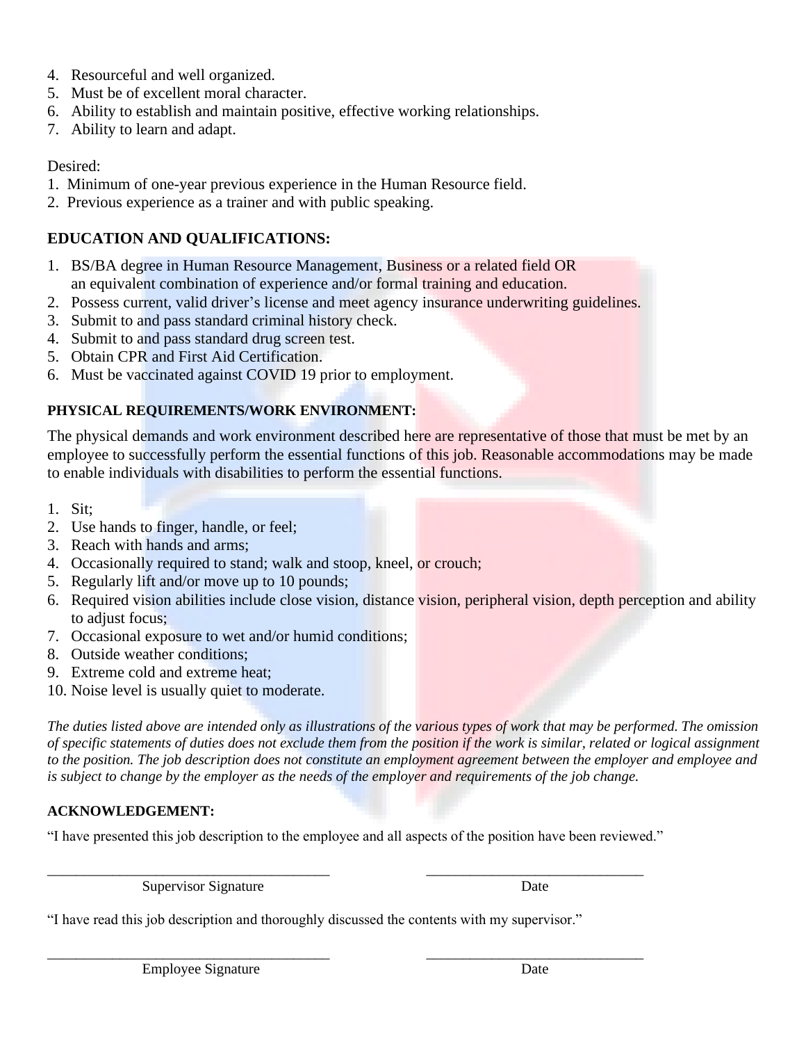4. Resourceful and well organized.
5. Must be of excellent moral character.
6. Ability to establish and maintain positive, effective working relationships.
7. Ability to learn and adapt.

Desired:

1. Minimum of one-year previous experience in the Human Resource field.
2. Previous experience as a trainer and with public speaking.

**EDUCATION AND QUALIFICATIONS:**

1. BS/BA degree in Human Resource Management, Business or a related field OR an equivalent combination of experience and/or formal training and education.
2. Possess current, valid driver's license and meet agency insurance underwriting guidelines.
3. Submit to and pass standard criminal history check.
4. Submit to and pass standard drug screen test.
5. Obtain CPR and First Aid Certification.
6. Must be vaccinated against COVID 19 prior to employment.

**PHYSICAL REQUIREMENTS/WORK ENVIRONMENT:**

The physical demands and work environment described here are representative of those that must be met by an employee to successfully perform the essential functions of this job. Reasonable accommodations may be made to enable individuals with disabilities to perform the essential functions.

1. Sit;
2. Use hands to finger, handle, or feel;
3. Reach with hands and arms;
4. Occasionally required to stand; walk and stoop, kneel, or crouch;
5. Regularly lift and/or move up to 10 pounds;
6. Required vision abilities include close vision, distance vision, peripheral vision, depth perception and ability to adjust focus;
7. Occasional exposure to wet and/or humid conditions;
8. Outside weather conditions;
9. Extreme cold and extreme heat;
10. Noise level is usually quiet to moderate.

*The duties listed above are intended only as illustrations of the various types of work that may be performed. The omission of specific statements of duties does not exclude them from the position if the work is similar, related or logical assignment to the position. The job description does not constitute an employment agreement between the employer and employee and is subject to change by the employer as the needs of the employer and requirements of the job change.*

**ACKNOWLEDGEMENT:**

"I have presented this job description to the employee and all aspects of the position have been reviewed."

\_\_\_\_\_\_\_\_\_\_\_\_\_\_\_\_\_\_\_\_\_\_\_\_\_\_\_\_\_\_\_\_\_\_\_\_\_\_\_\_ \_\_\_\_\_\_\_\_\_\_\_\_\_\_\_\_\_\_\_\_\_\_\_\_\_\_\_\_\_\_\_

Supervisor Signature Date

"I have read this job description and thoroughly discussed the contents with my supervisor."

\_\_\_\_\_\_\_\_\_\_\_\_\_\_\_\_\_\_\_\_\_\_\_\_\_\_\_\_\_\_\_\_\_\_\_\_\_\_\_\_ \_\_\_\_\_\_\_\_\_\_\_\_\_\_\_\_\_\_\_\_\_\_\_\_\_\_\_\_\_\_\_

Employee Signature Date